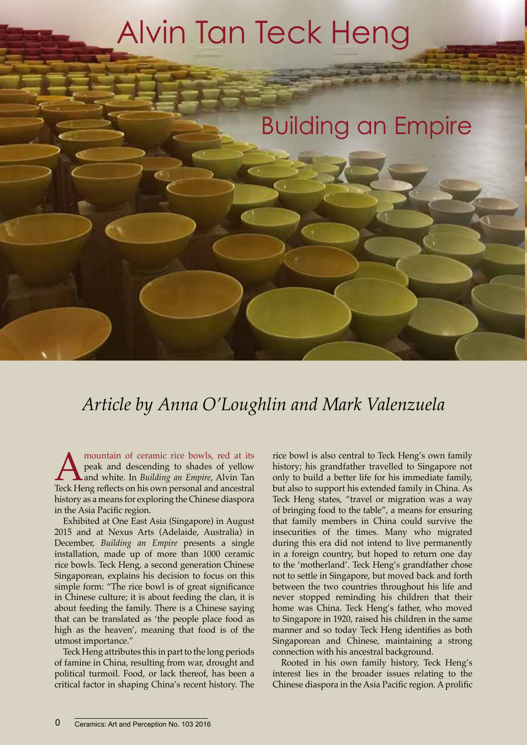# Alvin Tan Teck Heng

## Building an Empire

*Article by Anna O'Loughlin and Mark Valenzuela*

A mountain of ceramic rice bowls, red at its peak and descending to shades of yellow and white. In *Building an Empire*, Alvin Tan Teck Heng reflects on his own personal and ancestral history as a means for exploring the Chinese diaspora in the Asia Pacific region.

Exhibited at One East Asia (Singapore) in August 2015 and at Nexus Arts (Adelaide, Australia) in December, *Building an Empire* presents a single installation, made up of more than 1000 ceramic rice bowls. Teck Heng, a second generation Chinese Singaporean, explains his decision to focus on this simple form: "The rice bowl is of great significance in Chinese culture; it is about feeding the clan, it is about feeding the family. There is a Chinese saying that can be translated as 'the people place food as high as the heaven', meaning that food is of the utmost importance."

Teck Heng attributes this in part to the long periods of famine in China, resulting from war, drought and political turmoil. Food, or lack thereof, has been a critical factor in shaping China's recent history. The rice bowl is also central to Teck Heng's own family history; his grandfather travelled to Singapore not only to build a better life for his immediate family, but also to support his extended family in China. As Teck Heng states, "travel or migration was a way of bringing food to the table", a means for ensuring that family members in China could survive the insecurities of the times. Many who migrated during this era did not intend to live permanently in a foreign country, but hoped to return one day to the 'motherland'. Teck Heng's grandfather chose not to settle in Singapore, but moved back and forth between the two countries throughout his life and never stopped reminding his children that their home was China. Teck Heng's father, who moved to Singapore in 1920, raised his children in the same manner and so today Teck Heng identifies as both Singaporean and Chinese, maintaining a strong connection with his ancestral background.

Rooted in his own family history, Teck Heng's interest lies in the broader issues relating to the Chinese diaspora in the Asia Pacific region. A prolific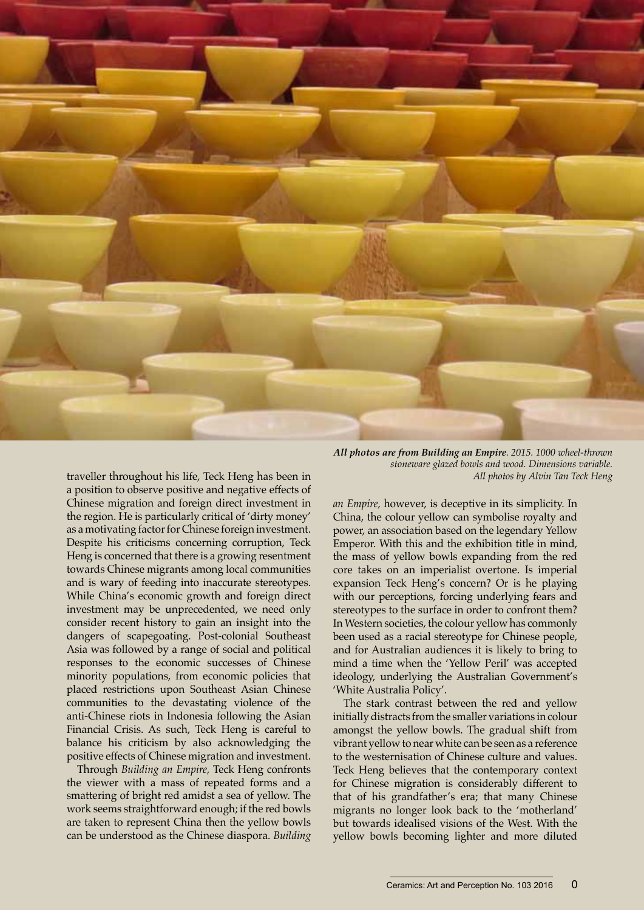*All photos are from Building an Empire. 2015. 1000 wheel-thrown stoneware glazed bowls and wood. Dimensions variable. All photos by Alvin Tan Teck Heng*

traveller throughout his life, Teck Heng has been in a position to observe positive and negative effects of Chinese migration and foreign direct investment in the region. He is particularly critical of 'dirty money' as a motivating factor for Chinese foreign investment. Despite his criticisms concerning corruption, Teck Heng is concerned that there is a growing resentment towards Chinese migrants among local communities and is wary of feeding into inaccurate stereotypes. While China's economic growth and foreign direct investment may be unprecedented, we need only consider recent history to gain an insight into the dangers of scapegoating. Post-colonial Southeast Asia was followed by a range of social and political responses to the economic successes of Chinese minority populations, from economic policies that placed restrictions upon Southeast Asian Chinese communities to the devastating violence of the anti-Chinese riots in Indonesia following the Asian Financial Crisis. As such, Teck Heng is careful to balance his criticism by also acknowledging the positive effects of Chinese migration and investment.

Through *Building an Empire*, Teck Heng confronts the viewer with a mass of repeated forms and a smattering of bright red amidst a sea of yellow. The work seems straightforward enough; if the red bowls are taken to represent China then the yellow bowls can be understood as the Chinese diaspora. *Building an Empire*, however, is deceptive in its simplicity. In China, the colour yellow can symbolise royalty and power, an association based on the legendary Yellow Emperor. With this and the exhibition title in mind, the mass of yellow bowls expanding from the red core takes on an imperialist overtone. Is imperial expansion Teck Heng's concern? Or is he playing with our perceptions, forcing underlying fears and stereotypes to the surface in order to confront them? In Western societies, the colour yellow has commonly been used as a racial stereotype for Chinese people, and for Australian audiences it is likely to bring to mind a time when the 'Yellow Peril' was accepted ideology, underlying the Australian Government's 'White Australia Policy'.

The stark contrast between the red and yellow initially distracts from the smaller variations in colour amongst the yellow bowls. The gradual shift from vibrant yellow to near white can be seen as a reference to the westernisation of Chinese culture and values. Teck Heng believes that the contemporary context for Chinese migration is considerably different to that of his grandfather's era; that many Chinese migrants no longer look back to the 'motherland' but towards idealised visions of the West. With the yellow bowls becoming lighter and more diluted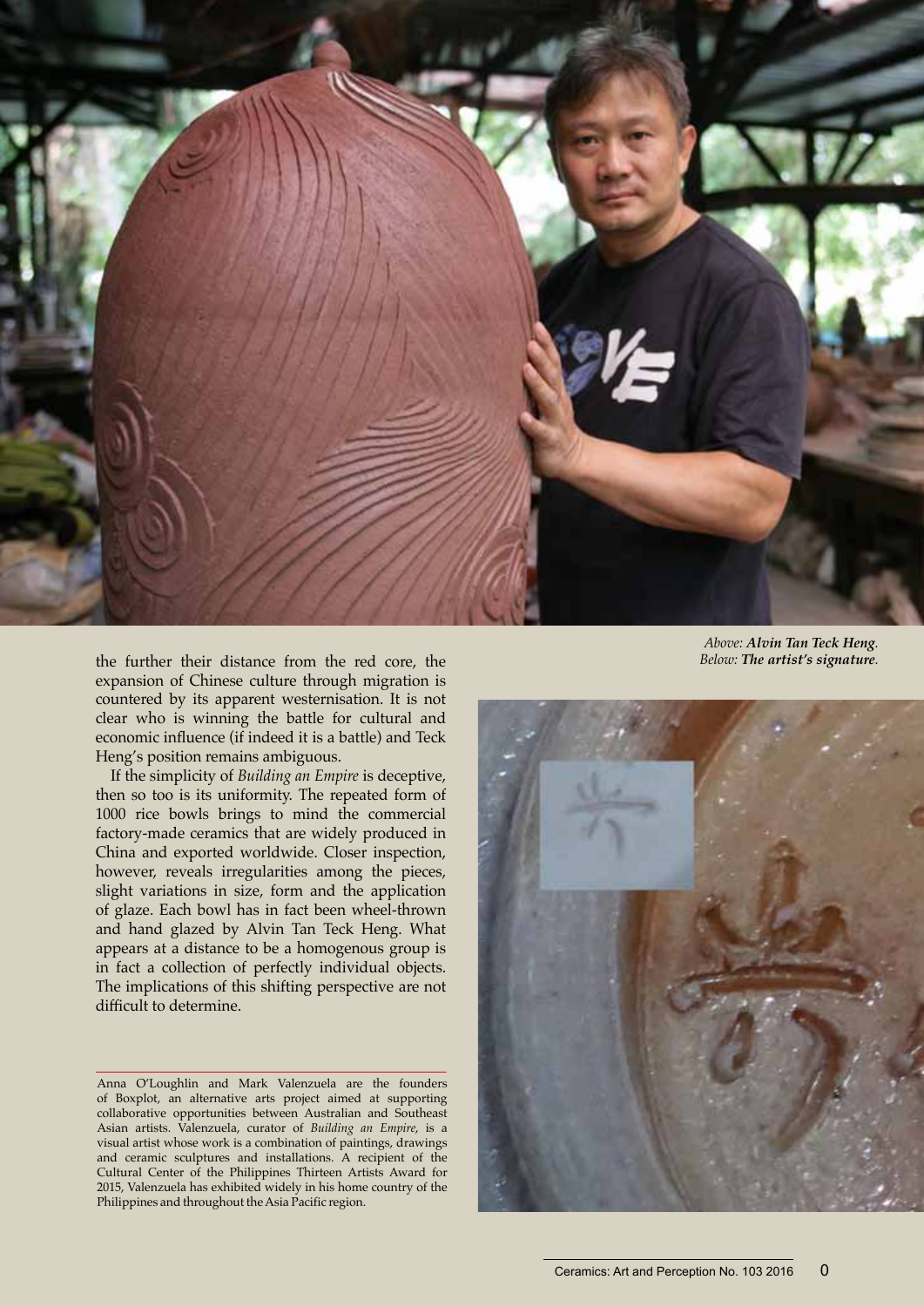the further their distance from the red core, the expansion of Chinese culture through migration is countered by its apparent westernisation. It is not clear who is winning the battle for cultural and economic influence (if indeed it is a battle) and Teck Heng's position remains ambiguous.

If the simplicity of *Building an Empire* is deceptive, then so too is its uniformity. The repeated form of 1000 rice bowls brings to mind the commercial factory-made ceramics that are widely produced in China and exported worldwide. Closer inspection, however, reveals irregularities among the pieces, slight variations in size, form and the application of glaze. Each bowl has in fact been wheel-thrown and hand glazed by Alvin Tan Teck Heng. What appears at a distance to be a homogenous group is in fact a collection of perfectly individual objects. The implications of this shifting perspective are not difficult to determine.

*Above:* ***Alvin Tan Teck Heng****.*
*Below:* ***The artist's signature****.*

Anna O'Loughlin and Mark Valenzuela are the founders of Boxplot, an alternative arts project aimed at supporting collaborative opportunities between Australian and Southeast Asian artists. Valenzuela, curator of *Building an Empire*, is a visual artist whose work is a combination of paintings, drawings and ceramic sculptures and installations. A recipient of the Cultural Center of the Philippines Thirteen Artists Award for 2015, Valenzuela has exhibited widely in his home country of the Philippines and throughout the Asia Pacific region.